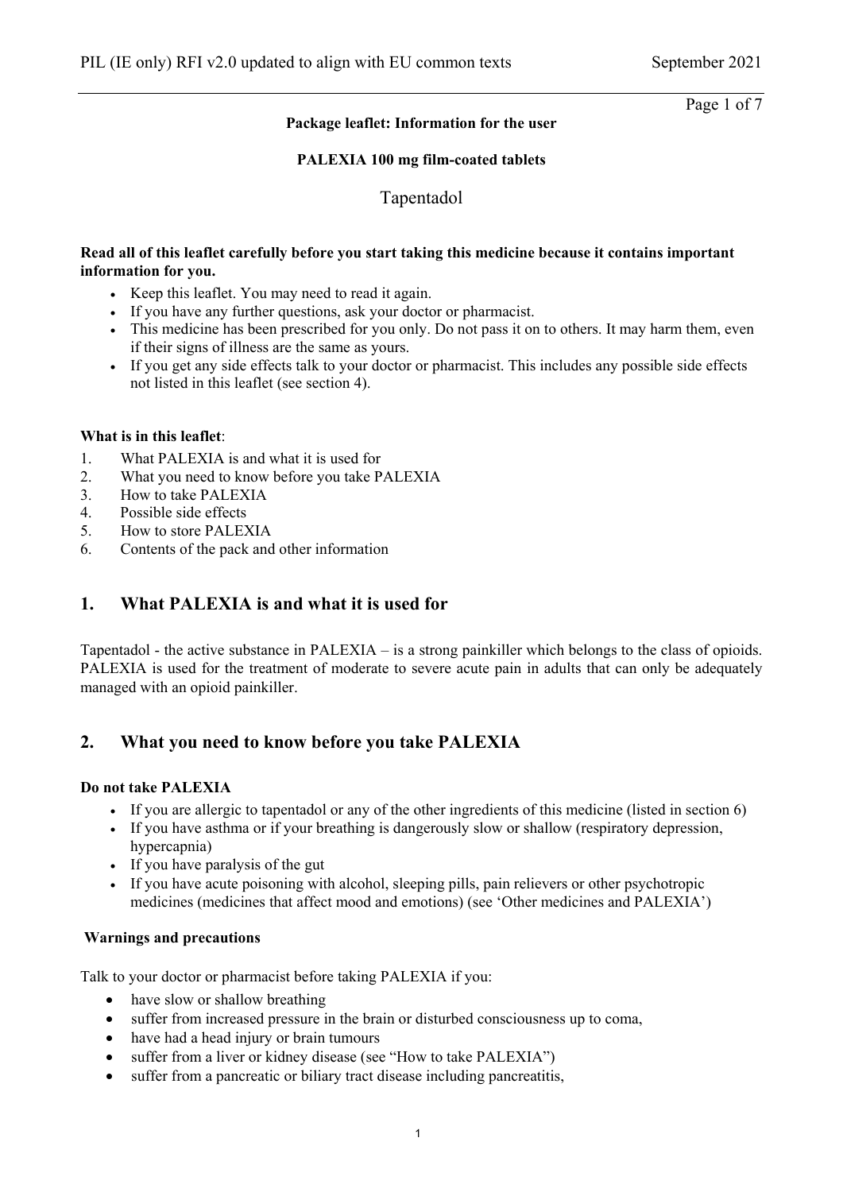**Package leaflet: Information for the user**

**PALEXIA 100 mg film-coated tablets**

Tapentadol

**Read all of this leaflet carefully before you start taking this medicine because it contains important information for you.**

- Keep this leaflet. You may need to read it again.
- If you have any further questions, ask your doctor or pharmacist.
- This medicine has been prescribed for you only. Do not pass it on to others. It may harm them, even if their signs of illness are the same as yours.
- If you get any side effects talk to your doctor or pharmacist. This includes any possible side effects not listed in this leaflet (see section 4).

**What is in this leaflet**:

1. What PALEXIA is and what it is used for
2. What you need to know before you take PALEXIA
3. How to take PALEXIA
4. Possible side effects
5. How to store PALEXIA
6. Contents of the pack and other information

## 1. What PALEXIA is and what it is used for

Tapentadol - the active substance in PALEXIA – is a strong painkiller which belongs to the class of opioids. PALEXIA is used for the treatment of moderate to severe acute pain in adults that can only be adequately managed with an opioid painkiller.

## 2. What you need to know before you take PALEXIA

**Do not take PALEXIA**

- If you are allergic to tapentadol or any of the other ingredients of this medicine (listed in section 6)
- If you have asthma or if your breathing is dangerously slow or shallow (respiratory depression, hypercapnia)
- If you have paralysis of the gut
- If you have acute poisoning with alcohol, sleeping pills, pain relievers or other psychotropic medicines (medicines that affect mood and emotions) (see 'Other medicines and PALEXIA')

**Warnings and precautions**

Talk to your doctor or pharmacist before taking PALEXIA if you:

- have slow or shallow breathing
- suffer from increased pressure in the brain or disturbed consciousness up to coma,
- have had a head injury or brain tumours
- suffer from a liver or kidney disease (see "How to take PALEXIA")
- suffer from a pancreatic or biliary tract disease including pancreatitis,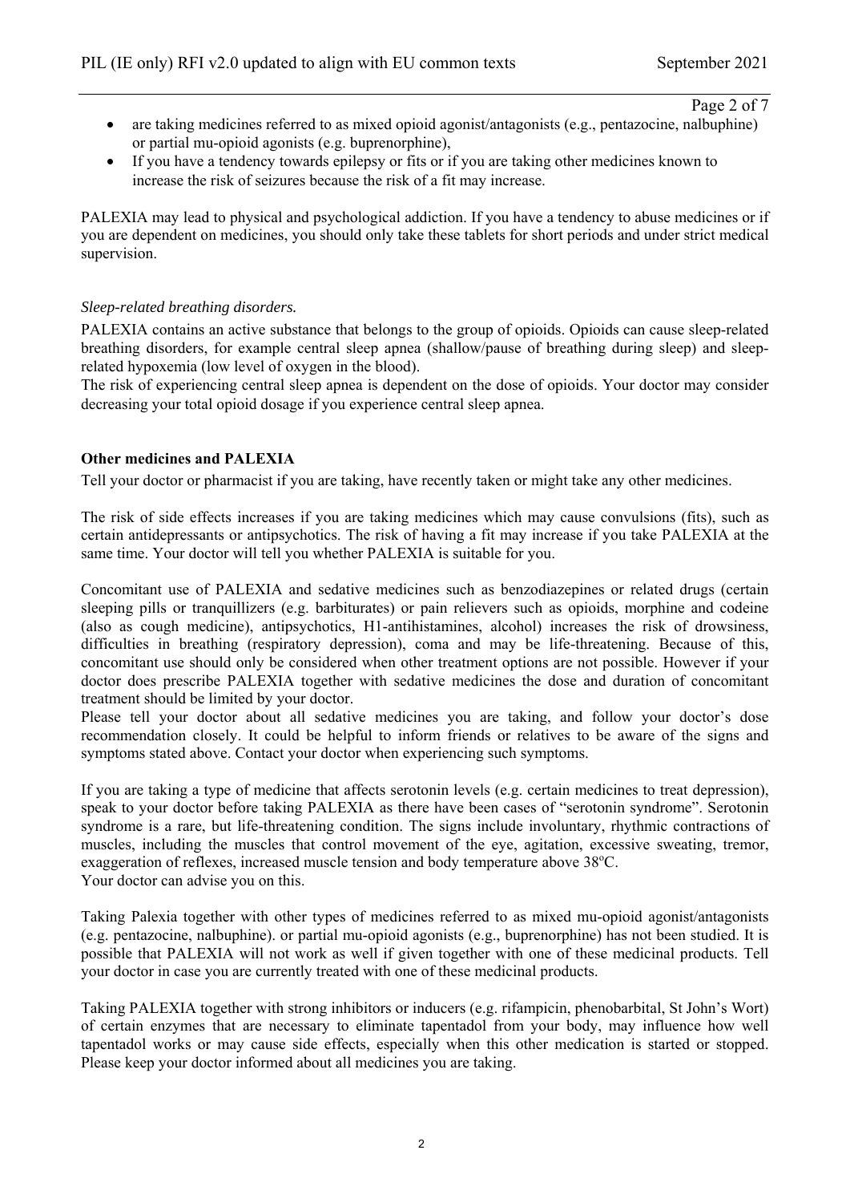- are taking medicines referred to as mixed opioid agonist/antagonists (e.g., pentazocine, nalbuphine) or partial mu-opioid agonists (e.g. buprenorphine),
- If you have a tendency towards epilepsy or fits or if you are taking other medicines known to increase the risk of seizures because the risk of a fit may increase.

PALEXIA may lead to physical and psychological addiction. If you have a tendency to abuse medicines or if you are dependent on medicines, you should only take these tablets for short periods and under strict medical supervision.

*Sleep-related breathing disorders.*

PALEXIA contains an active substance that belongs to the group of opioids. Opioids can cause sleep-related breathing disorders, for example central sleep apnea (shallow/pause of breathing during sleep) and sleep-related hypoxemia (low level of oxygen in the blood).

The risk of experiencing central sleep apnea is dependent on the dose of opioids. Your doctor may consider decreasing your total opioid dosage if you experience central sleep apnea.

**Other medicines and PALEXIA**

Tell your doctor or pharmacist if you are taking, have recently taken or might take any other medicines.

The risk of side effects increases if you are taking medicines which may cause convulsions (fits), such as certain antidepressants or antipsychotics. The risk of having a fit may increase if you take PALEXIA at the same time. Your doctor will tell you whether PALEXIA is suitable for you.

Concomitant use of PALEXIA and sedative medicines such as benzodiazepines or related drugs (certain sleeping pills or tranquillizers (e.g. barbiturates) or pain relievers such as opioids, morphine and codeine (also as cough medicine), antipsychotics, H1-antihistamines, alcohol) increases the risk of drowsiness, difficulties in breathing (respiratory depression), coma and may be life-threatening. Because of this, concomitant use should only be considered when other treatment options are not possible. However if your doctor does prescribe PALEXIA together with sedative medicines the dose and duration of concomitant treatment should be limited by your doctor.

Please tell your doctor about all sedative medicines you are taking, and follow your doctor's dose recommendation closely. It could be helpful to inform friends or relatives to be aware of the signs and symptoms stated above. Contact your doctor when experiencing such symptoms.

If you are taking a type of medicine that affects serotonin levels (e.g. certain medicines to treat depression), speak to your doctor before taking PALEXIA as there have been cases of "serotonin syndrome". Serotonin syndrome is a rare, but life-threatening condition. The signs include involuntary, rhythmic contractions of muscles, including the muscles that control movement of the eye, agitation, excessive sweating, tremor, exaggeration of reflexes, increased muscle tension and body temperature above 38°C.

Your doctor can advise you on this.

Taking Palexia together with other types of medicines referred to as mixed mu-opioid agonist/antagonists (e.g. pentazocine, nalbuphine). or partial mu-opioid agonists (e.g., buprenorphine) has not been studied. It is possible that PALEXIA will not work as well if given together with one of these medicinal products. Tell your doctor in case you are currently treated with one of these medicinal products.

Taking PALEXIA together with strong inhibitors or inducers (e.g. rifampicin, phenobarbital, St John's Wort) of certain enzymes that are necessary to eliminate tapentadol from your body, may influence how well tapentadol works or may cause side effects, especially when this other medication is started or stopped. Please keep your doctor informed about all medicines you are taking.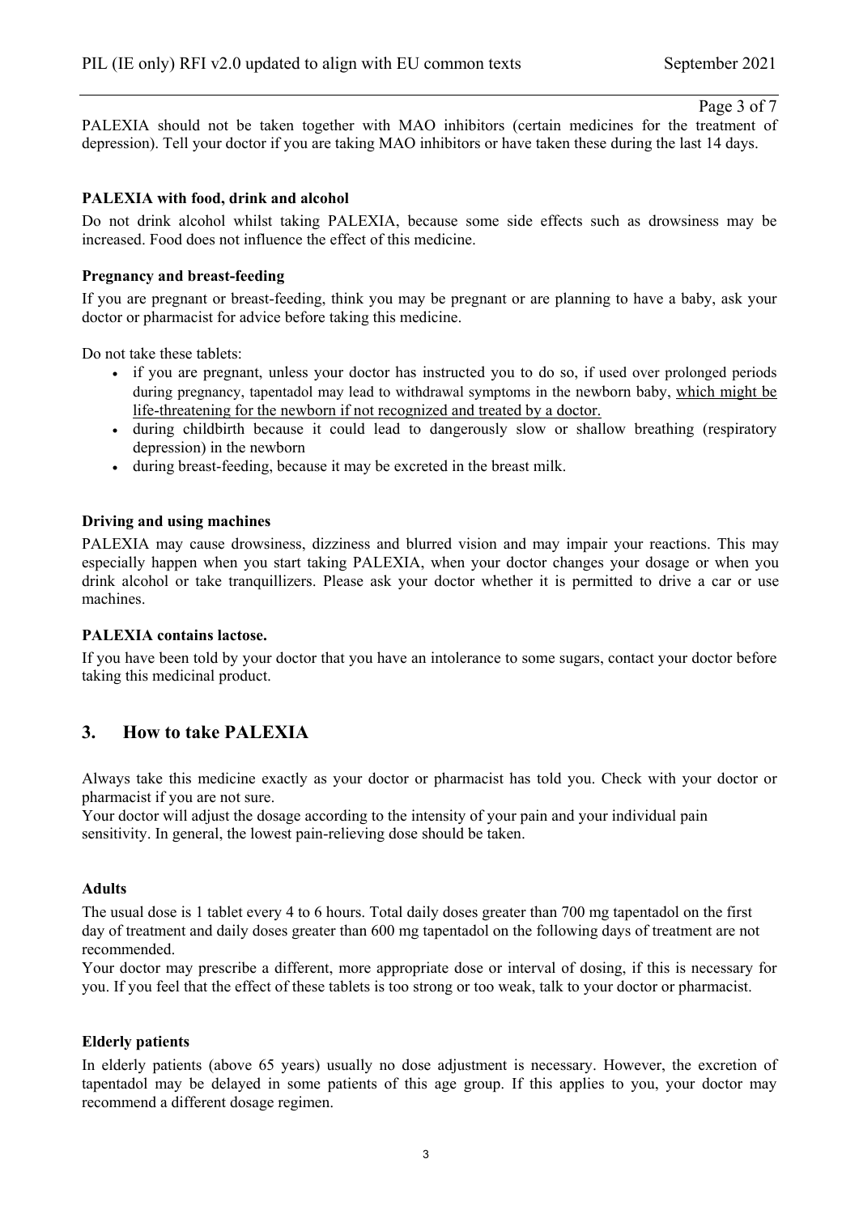PALEXIA should not be taken together with MAO inhibitors (certain medicines for the treatment of depression). Tell your doctor if you are taking MAO inhibitors or have taken these during the last 14 days.

**PALEXIA with food, drink and alcohol**

Do not drink alcohol whilst taking PALEXIA, because some side effects such as drowsiness may be increased. Food does not influence the effect of this medicine.

**Pregnancy and breast-feeding**

If you are pregnant or breast-feeding, think you may be pregnant or are planning to have a baby, ask your doctor or pharmacist for advice before taking this medicine.

Do not take these tablets:

- if you are pregnant, unless your doctor has instructed you to do so, if used over prolonged periods during pregnancy, tapentadol may lead to withdrawal symptoms in the newborn baby, <u>which might be life-threatening for the newborn if not recognized and treated by a doctor.</u>
- during childbirth because it could lead to dangerously slow or shallow breathing (respiratory depression) in the newborn
- during breast-feeding, because it may be excreted in the breast milk.

**Driving and using machines**

PALEXIA may cause drowsiness, dizziness and blurred vision and may impair your reactions. This may especially happen when you start taking PALEXIA, when your doctor changes your dosage or when you drink alcohol or take tranquillizers. Please ask your doctor whether it is permitted to drive a car or use machines.

**PALEXIA contains lactose.**

If you have been told by your doctor that you have an intolerance to some sugars, contact your doctor before taking this medicinal product.

## 3. How to take PALEXIA

Always take this medicine exactly as your doctor or pharmacist has told you. Check with your doctor or pharmacist if you are not sure.
Your doctor will adjust the dosage according to the intensity of your pain and your individual pain sensitivity. In general, the lowest pain-relieving dose should be taken.

**Adults**

The usual dose is 1 tablet every 4 to 6 hours. Total daily doses greater than 700 mg tapentadol on the first day of treatment and daily doses greater than 600 mg tapentadol on the following days of treatment are not recommended.
Your doctor may prescribe a different, more appropriate dose or interval of dosing, if this is necessary for you. If you feel that the effect of these tablets is too strong or too weak, talk to your doctor or pharmacist.

**Elderly patients**

In elderly patients (above 65 years) usually no dose adjustment is necessary. However, the excretion of tapentadol may be delayed in some patients of this age group. If this applies to you, your doctor may recommend a different dosage regimen.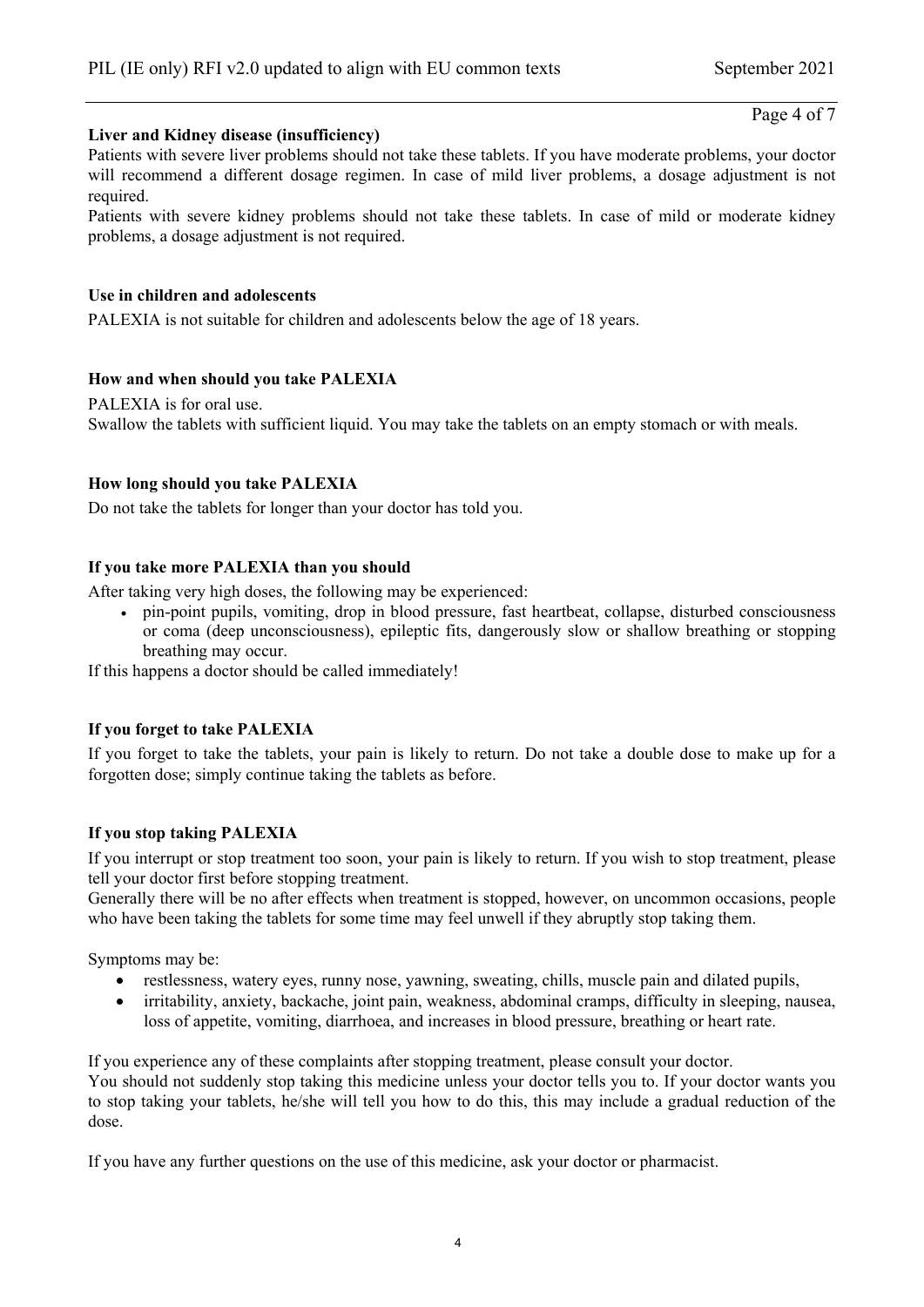**Liver and Kidney disease (insufficiency)**

Patients with severe liver problems should not take these tablets. If you have moderate problems, your doctor will recommend a different dosage regimen. In case of mild liver problems, a dosage adjustment is not required.

Patients with severe kidney problems should not take these tablets. In case of mild or moderate kidney problems, a dosage adjustment is not required.

**Use in children and adolescents**

PALEXIA is not suitable for children and adolescents below the age of 18 years.

**How and when should you take PALEXIA**

PALEXIA is for oral use.

Swallow the tablets with sufficient liquid. You may take the tablets on an empty stomach or with meals.

**How long should you take PALEXIA**

Do not take the tablets for longer than your doctor has told you.

**If you take more PALEXIA than you should**

After taking very high doses, the following may be experienced:

- pin-point pupils, vomiting, drop in blood pressure, fast heartbeat, collapse, disturbed consciousness or coma (deep unconsciousness), epileptic fits, dangerously slow or shallow breathing or stopping breathing may occur.

If this happens a doctor should be called immediately!

**If you forget to take PALEXIA**

If you forget to take the tablets, your pain is likely to return. Do not take a double dose to make up for a forgotten dose; simply continue taking the tablets as before.

**If you stop taking PALEXIA**

If you interrupt or stop treatment too soon, your pain is likely to return. If you wish to stop treatment, please tell your doctor first before stopping treatment.

Generally there will be no after effects when treatment is stopped, however, on uncommon occasions, people who have been taking the tablets for some time may feel unwell if they abruptly stop taking them.

Symptoms may be:

- restlessness, watery eyes, runny nose, yawning, sweating, chills, muscle pain and dilated pupils,
- irritability, anxiety, backache, joint pain, weakness, abdominal cramps, difficulty in sleeping, nausea, loss of appetite, vomiting, diarrhoea, and increases in blood pressure, breathing or heart rate.

If you experience any of these complaints after stopping treatment, please consult your doctor.

You should not suddenly stop taking this medicine unless your doctor tells you to. If your doctor wants you to stop taking your tablets, he/she will tell you how to do this, this may include a gradual reduction of the dose.

If you have any further questions on the use of this medicine, ask your doctor or pharmacist.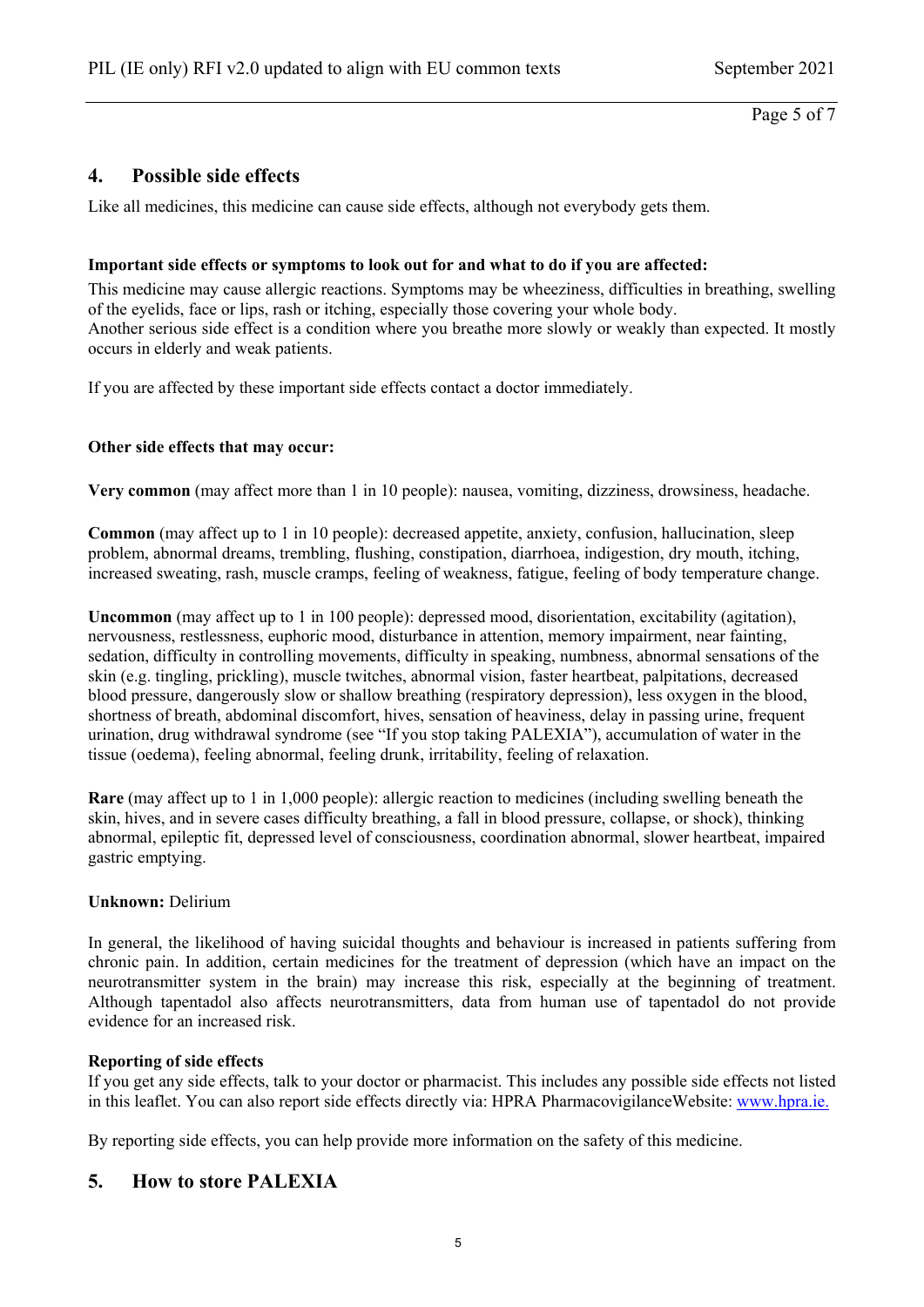## 4. Possible side effects

Like all medicines, this medicine can cause side effects, although not everybody gets them.

**Important side effects or symptoms to look out for and what to do if you are affected:**

This medicine may cause allergic reactions. Symptoms may be wheeziness, difficulties in breathing, swelling of the eyelids, face or lips, rash or itching, especially those covering your whole body.
Another serious side effect is a condition where you breathe more slowly or weakly than expected. It mostly occurs in elderly and weak patients.

If you are affected by these important side effects contact a doctor immediately.

**Other side effects that may occur:**

**Very common** (may affect more than 1 in 10 people): nausea, vomiting, dizziness, drowsiness, headache.

**Common** (may affect up to 1 in 10 people): decreased appetite, anxiety, confusion, hallucination, sleep problem, abnormal dreams, trembling, flushing, constipation, diarrhoea, indigestion, dry mouth, itching, increased sweating, rash, muscle cramps, feeling of weakness, fatigue, feeling of body temperature change.

**Uncommon** (may affect up to 1 in 100 people): depressed mood, disorientation, excitability (agitation), nervousness, restlessness, euphoric mood, disturbance in attention, memory impairment, near fainting, sedation, difficulty in controlling movements, difficulty in speaking, numbness, abnormal sensations of the skin (e.g. tingling, prickling), muscle twitches, abnormal vision, faster heartbeat, palpitations, decreased blood pressure, dangerously slow or shallow breathing (respiratory depression), less oxygen in the blood, shortness of breath, abdominal discomfort, hives, sensation of heaviness, delay in passing urine, frequent urination, drug withdrawal syndrome (see "If you stop taking PALEXIA"), accumulation of water in the tissue (oedema), feeling abnormal, feeling drunk, irritability, feeling of relaxation.

**Rare** (may affect up to 1 in 1,000 people): allergic reaction to medicines (including swelling beneath the skin, hives, and in severe cases difficulty breathing, a fall in blood pressure, collapse, or shock), thinking abnormal, epileptic fit, depressed level of consciousness, coordination abnormal, slower heartbeat, impaired gastric emptying.

**Unknown:** Delirium

In general, the likelihood of having suicidal thoughts and behaviour is increased in patients suffering from chronic pain. In addition, certain medicines for the treatment of depression (which have an impact on the neurotransmitter system in the brain) may increase this risk, especially at the beginning of treatment. Although tapentadol also affects neurotransmitters, data from human use of tapentadol do not provide evidence for an increased risk.

**Reporting of side effects**

If you get any side effects, talk to your doctor or pharmacist. This includes any possible side effects not listed in this leaflet. You can also report side effects directly via: HPRA PharmacovigilanceWebsite: www.hpra.ie.

By reporting side effects, you can help provide more information on the safety of this medicine.

## 5. How to store PALEXIA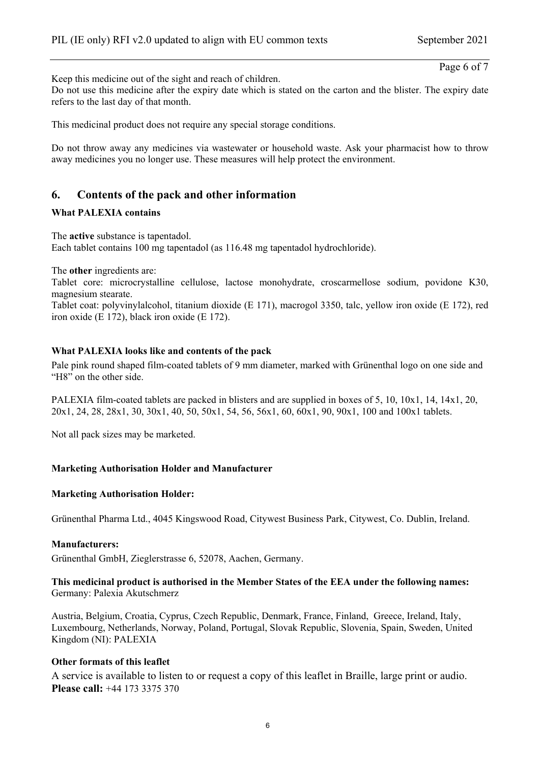Keep this medicine out of the sight and reach of children.
Do not use this medicine after the expiry date which is stated on the carton and the blister. The expiry date refers to the last day of that month.

This medicinal product does not require any special storage conditions.

Do not throw away any medicines via wastewater or household waste. Ask your pharmacist how to throw away medicines you no longer use. These measures will help protect the environment.

## 6. Contents of the pack and other information

**What PALEXIA contains**

The **active** substance is tapentadol.
Each tablet contains 100 mg tapentadol (as 116.48 mg tapentadol hydrochloride).

The **other** ingredients are:
Tablet core: microcrystalline cellulose, lactose monohydrate, croscarmellose sodium, povidone K30, magnesium stearate.
Tablet coat: polyvinylalcohol, titanium dioxide (E 171), macrogol 3350, talc, yellow iron oxide (E 172), red iron oxide (E 172), black iron oxide (E 172).

**What PALEXIA looks like and contents of the pack**

Pale pink round shaped film-coated tablets of 9 mm diameter, marked with Grünenthal logo on one side and "H8" on the other side.

PALEXIA film-coated tablets are packed in blisters and are supplied in boxes of 5, 10, 10x1, 14, 14x1, 20, 20x1, 24, 28, 28x1, 30, 30x1, 40, 50, 50x1, 54, 56, 56x1, 60, 60x1, 90, 90x1, 100 and 100x1 tablets.

Not all pack sizes may be marketed.

**Marketing Authorisation Holder and Manufacturer**

**Marketing Authorisation Holder:**

Grünenthal Pharma Ltd., 4045 Kingswood Road, Citywest Business Park, Citywest, Co. Dublin, Ireland.

**Manufacturers:**

Grünenthal GmbH, Zieglerstrasse 6, 52078, Aachen, Germany.

**This medicinal product is authorised in the Member States of the EEA under the following names:**
Germany: Palexia Akutschmerz

Austria, Belgium, Croatia, Cyprus, Czech Republic, Denmark, France, Finland, Greece, Ireland, Italy, Luxembourg, Netherlands, Norway, Poland, Portugal, Slovak Republic, Slovenia, Spain, Sweden, United Kingdom (NI): PALEXIA

**Other formats of this leaflet**

A service is available to listen to or request a copy of this leaflet in Braille, large print or audio.
**Please call:** +44 173 3375 370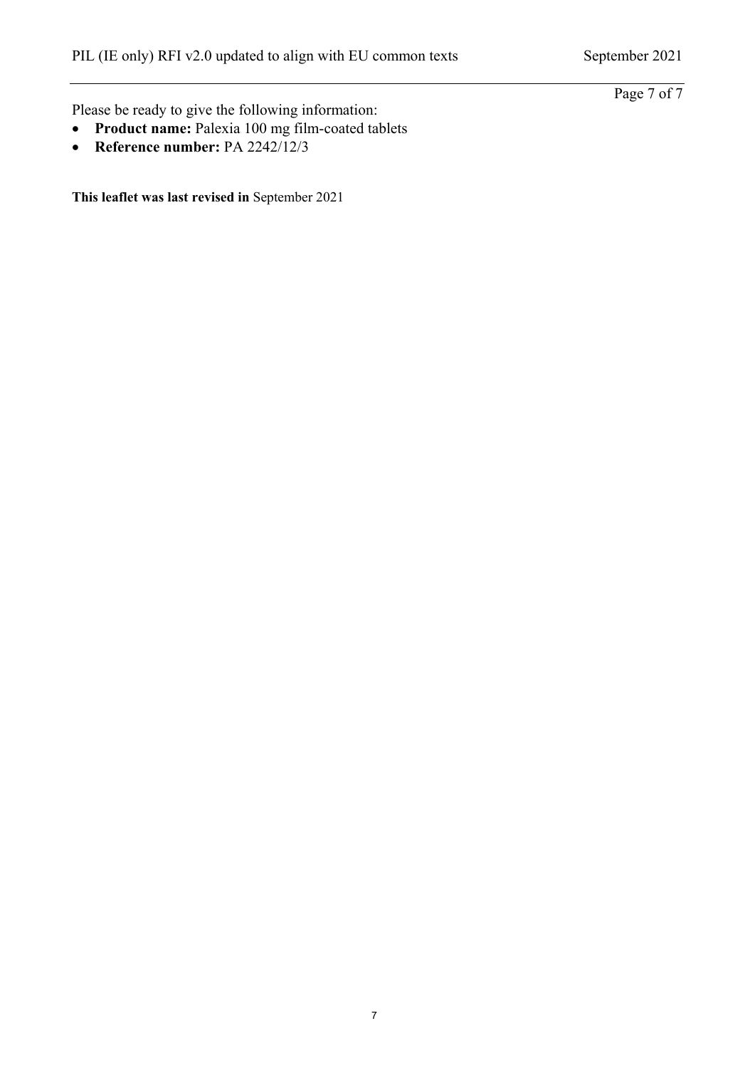Please be ready to give the following information:

- **Product name:** Palexia 100 mg film-coated tablets
- **Reference number:** PA 2242/12/3

**This leaflet was last revised in** September 2021